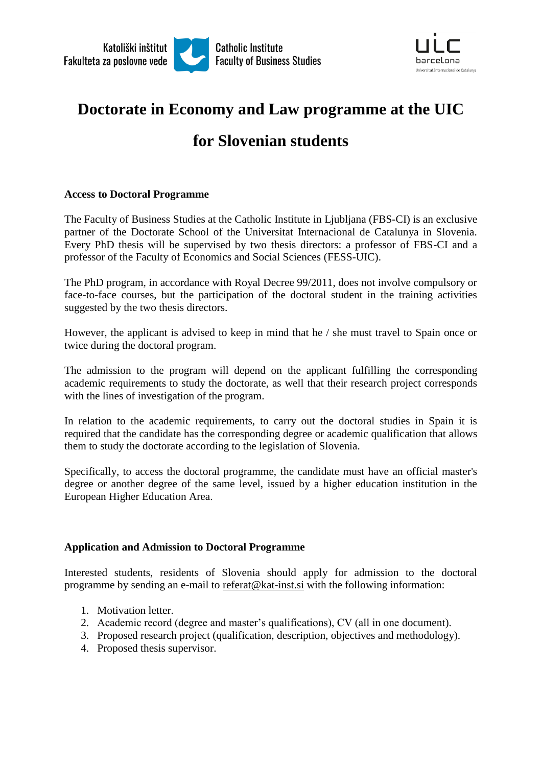Katoliški inštitut
Fakulteta za poslovne vede

Catholic Institute
Faculty of Business Studies

uic barcelona
Universitat Internacional de Catalunya

# Doctorate in Economy and Law programme at the UIC for Slovenian students

**Access to Doctoral Programme**

The Faculty of Business Studies at the Catholic Institute in Ljubljana (FBS-CI) is an exclusive partner of the Doctorate School of the Universitat Internacional de Catalunya in Slovenia. Every PhD thesis will be supervised by two thesis directors: a professor of FBS-CI and a professor of the Faculty of Economics and Social Sciences (FESS-UIC).

The PhD program, in accordance with Royal Decree 99/2011, does not involve compulsory or face-to-face courses, but the participation of the doctoral student in the training activities suggested by the two thesis directors.

However, the applicant is advised to keep in mind that he / she must travel to Spain once or twice during the doctoral program.

The admission to the program will depend on the applicant fulfilling the corresponding academic requirements to study the doctorate, as well that their research project corresponds with the lines of investigation of the program.

In relation to the academic requirements, to carry out the doctoral studies in Spain it is required that the candidate has the corresponding degree or academic qualification that allows them to study the doctorate according to the legislation of Slovenia.

Specifically, to access the doctoral programme, the candidate must have an official master's degree or another degree of the same level, issued by a higher education institution in the European Higher Education Area.

**Application and Admission to Doctoral Programme**

Interested students, residents of Slovenia should apply for admission to the doctoral programme by sending an e-mail to referat@kat-inst.si with the following information:

1. Motivation letter.
2. Academic record (degree and master's qualifications), CV (all in one document).
3. Proposed research project (qualification, description, objectives and methodology).
4. Proposed thesis supervisor.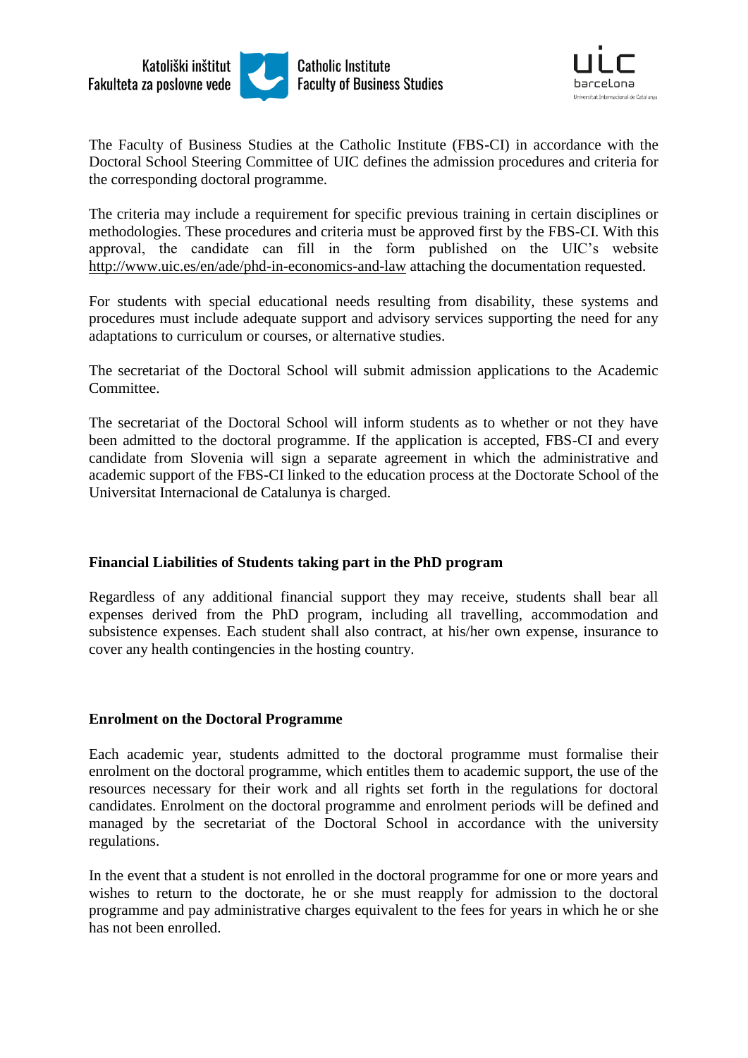The Faculty of Business Studies at the Catholic Institute (FBS-CI) in accordance with the Doctoral School Steering Committee of UIC defines the admission procedures and criteria for the corresponding doctoral programme.

The criteria may include a requirement for specific previous training in certain disciplines or methodologies. These procedures and criteria must be approved first by the FBS-CI. With this approval, the candidate can fill in the form published on the UIC's website http://www.uic.es/en/ade/phd-in-economics-and-law attaching the documentation requested.

For students with special educational needs resulting from disability, these systems and procedures must include adequate support and advisory services supporting the need for any adaptations to curriculum or courses, or alternative studies.

The secretariat of the Doctoral School will submit admission applications to the Academic Committee.

The secretariat of the Doctoral School will inform students as to whether or not they have been admitted to the doctoral programme. If the application is accepted, FBS-CI and every candidate from Slovenia will sign a separate agreement in which the administrative and academic support of the FBS-CI linked to the education process at the Doctorate School of the Universitat Internacional de Catalunya is charged.

**Financial Liabilities of Students taking part in the PhD program**

Regardless of any additional financial support they may receive, students shall bear all expenses derived from the PhD program, including all travelling, accommodation and subsistence expenses. Each student shall also contract, at his/her own expense, insurance to cover any health contingencies in the hosting country.

**Enrolment on the Doctoral Programme**

Each academic year, students admitted to the doctoral programme must formalise their enrolment on the doctoral programme, which entitles them to academic support, the use of the resources necessary for their work and all rights set forth in the regulations for doctoral candidates. Enrolment on the doctoral programme and enrolment periods will be defined and managed by the secretariat of the Doctoral School in accordance with the university regulations.

In the event that a student is not enrolled in the doctoral programme for one or more years and wishes to return to the doctorate, he or she must reapply for admission to the doctoral programme and pay administrative charges equivalent to the fees for years in which he or she has not been enrolled.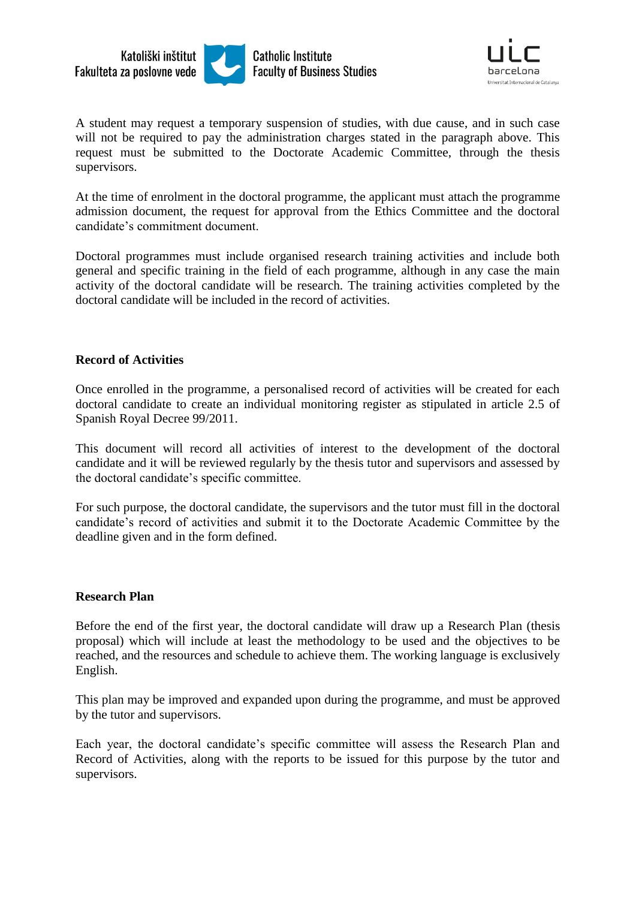A student may request a temporary suspension of studies, with due cause, and in such case will not be required to pay the administration charges stated in the paragraph above. This request must be submitted to the Doctorate Academic Committee, through the thesis supervisors.

At the time of enrolment in the doctoral programme, the applicant must attach the programme admission document, the request for approval from the Ethics Committee and the doctoral candidate's commitment document.

Doctoral programmes must include organised research training activities and include both general and specific training in the field of each programme, although in any case the main activity of the doctoral candidate will be research. The training activities completed by the doctoral candidate will be included in the record of activities.

**Record of Activities**

Once enrolled in the programme, a personalised record of activities will be created for each doctoral candidate to create an individual monitoring register as stipulated in article 2.5 of Spanish Royal Decree 99/2011.

This document will record all activities of interest to the development of the doctoral candidate and it will be reviewed regularly by the thesis tutor and supervisors and assessed by the doctoral candidate's specific committee.

For such purpose, the doctoral candidate, the supervisors and the tutor must fill in the doctoral candidate's record of activities and submit it to the Doctorate Academic Committee by the deadline given and in the form defined.

**Research Plan**

Before the end of the first year, the doctoral candidate will draw up a Research Plan (thesis proposal) which will include at least the methodology to be used and the objectives to be reached, and the resources and schedule to achieve them. The working language is exclusively English.

This plan may be improved and expanded upon during the programme, and must be approved by the tutor and supervisors.

Each year, the doctoral candidate's specific committee will assess the Research Plan and Record of Activities, along with the reports to be issued for this purpose by the tutor and supervisors.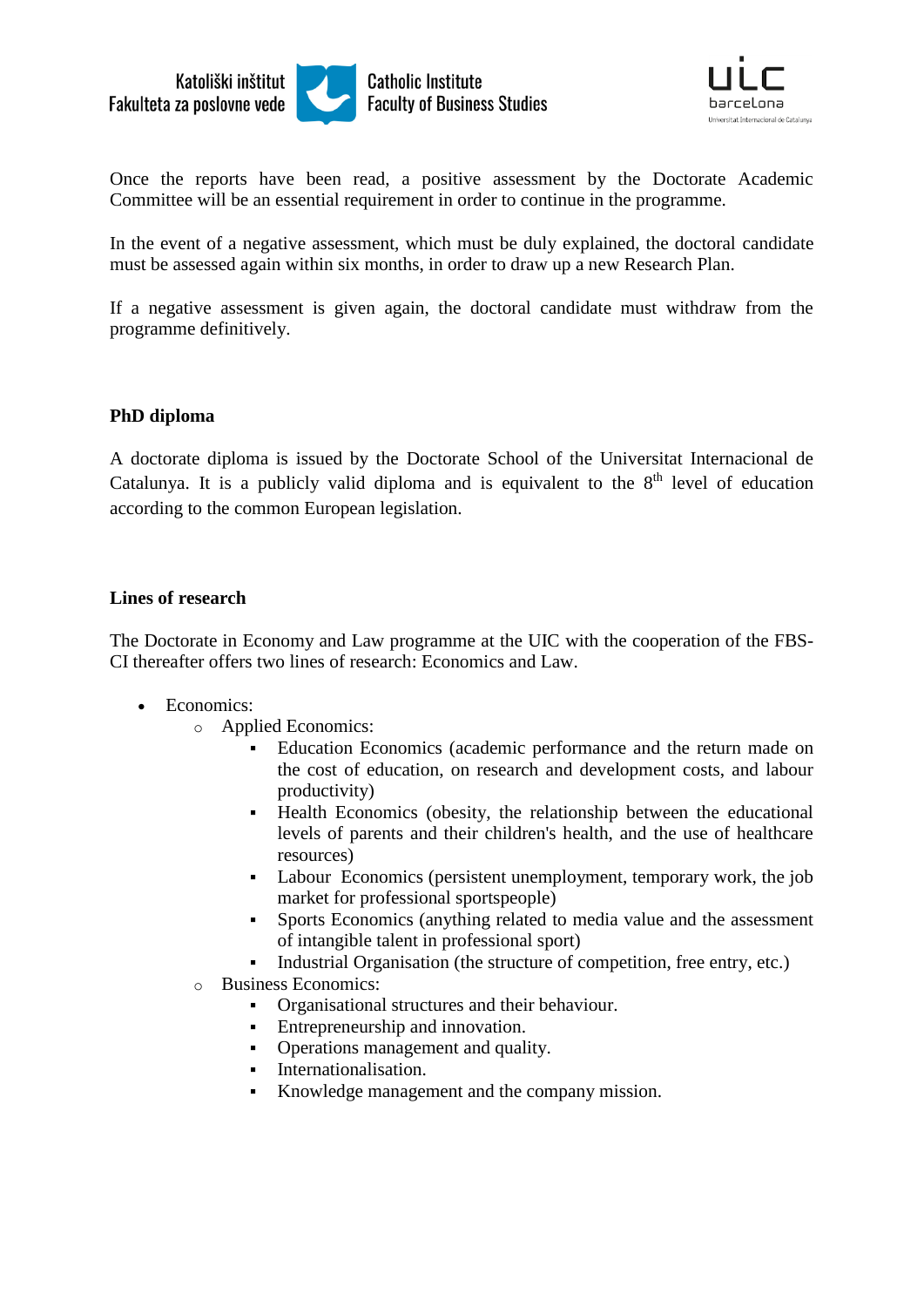Once the reports have been read, a positive assessment by the Doctorate Academic Committee will be an essential requirement in order to continue in the programme.

In the event of a negative assessment, which must be duly explained, the doctoral candidate must be assessed again within six months, in order to draw up a new Research Plan.

If a negative assessment is given again, the doctoral candidate must withdraw from the programme definitively.

**PhD diploma**

A doctorate diploma is issued by the Doctorate School of the Universitat Internacional de Catalunya. It is a publicly valid diploma and is equivalent to the 8th level of education according to the common European legislation.

**Lines of research**

The Doctorate in Economy and Law programme at the UIC with the cooperation of the FBS-CI thereafter offers two lines of research: Economics and Law.

- Economics:
  - Applied Economics:
    - Education Economics (academic performance and the return made on the cost of education, on research and development costs, and labour productivity)
    - Health Economics (obesity, the relationship between the educational levels of parents and their children's health, and the use of healthcare resources)
    - Labour Economics (persistent unemployment, temporary work, the job market for professional sportspeople)
    - Sports Economics (anything related to media value and the assessment of intangible talent in professional sport)
    - Industrial Organisation (the structure of competition, free entry, etc.)
  - Business Economics:
    - Organisational structures and their behaviour.
    - Entrepreneurship and innovation.
    - Operations management and quality.
    - Internationalisation.
    - Knowledge management and the company mission.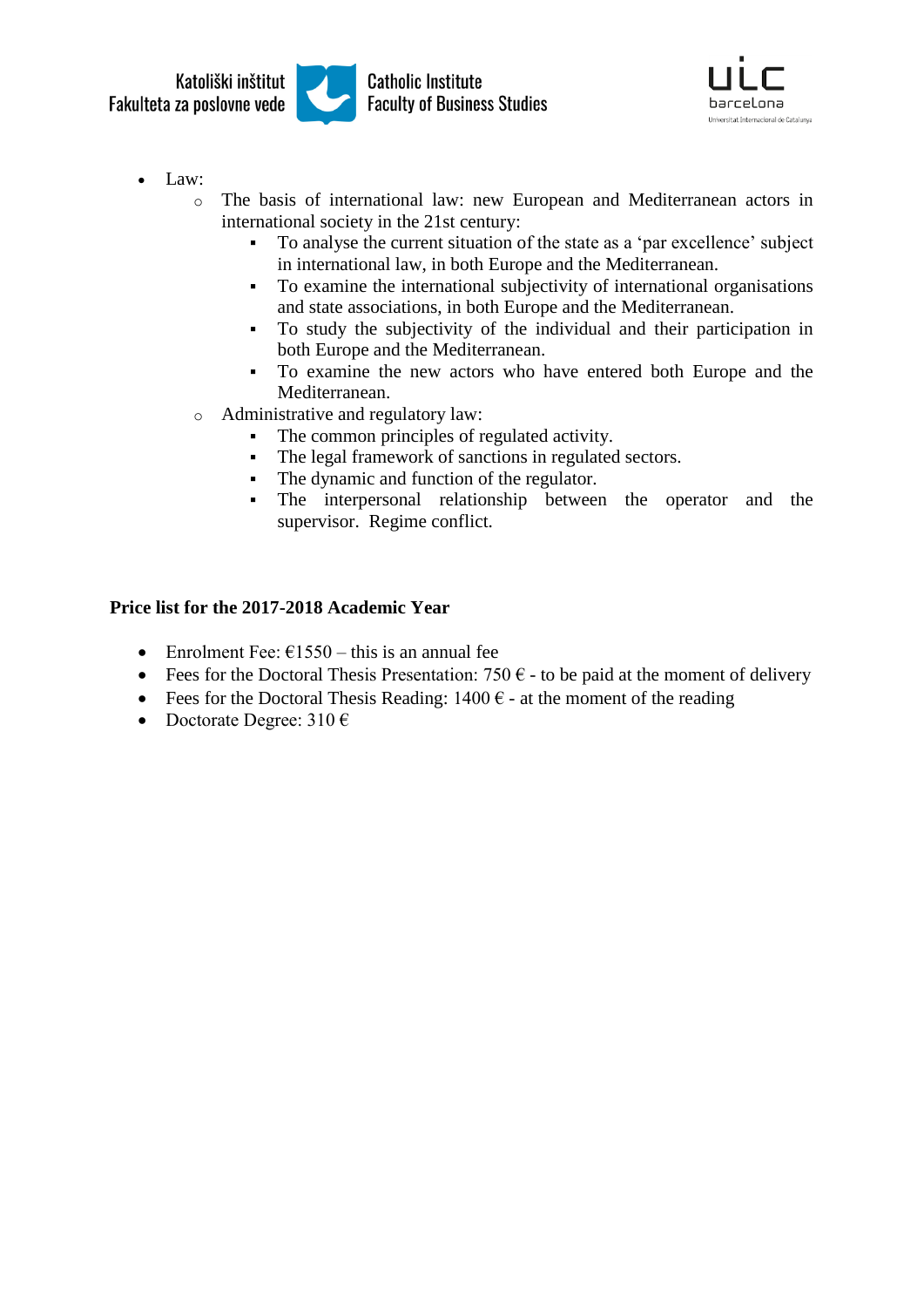- Law:
  - The basis of international law: new European and Mediterranean actors in international society in the 21st century:
    - To analyse the current situation of the state as a 'par excellence' subject in international law, in both Europe and the Mediterranean.
    - To examine the international subjectivity of international organisations and state associations, in both Europe and the Mediterranean.
    - To study the subjectivity of the individual and their participation in both Europe and the Mediterranean.
    - To examine the new actors who have entered both Europe and the Mediterranean.
  - Administrative and regulatory law:
    - The common principles of regulated activity.
    - The legal framework of sanctions in regulated sectors.
    - The dynamic and function of the regulator.
    - The interpersonal relationship between the operator and the supervisor. Regime conflict.

**Price list for the 2017-2018 Academic Year**

- Enrolment Fee: €1550 – this is an annual fee
- Fees for the Doctoral Thesis Presentation: 750 € - to be paid at the moment of delivery
- Fees for the Doctoral Thesis Reading: 1400 € - at the moment of the reading
- Doctorate Degree: 310 €